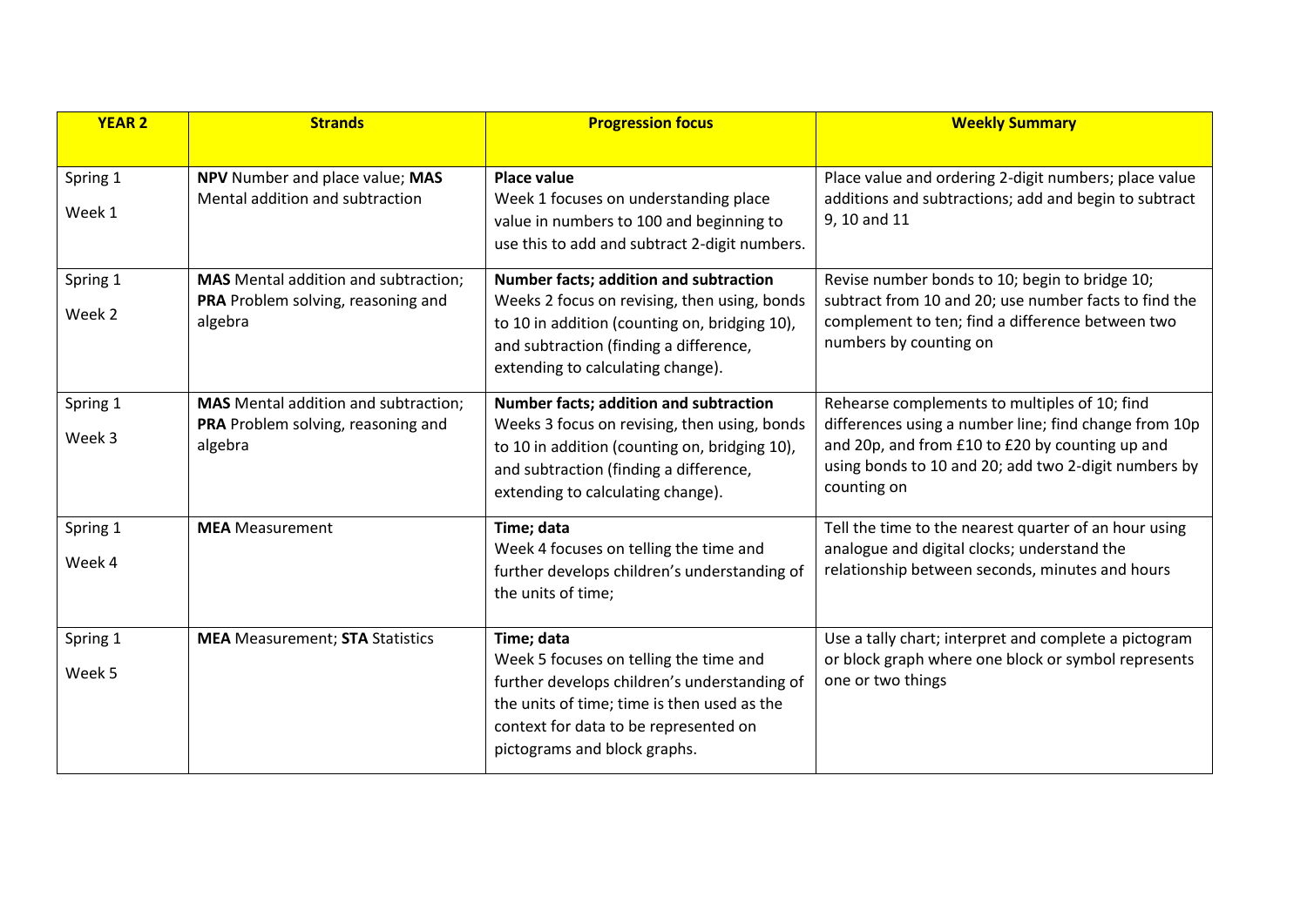| YEAR 2 | Strands | Progression focus | Weekly Summary |
|---|---|---|---|
| Spring 1<br>Week 1 | **NPV** Number and place value; **MAS** Mental addition and subtraction | **Place value**<br>Week 1 focuses on understanding place value in numbers to 100 and beginning to use this to add and subtract 2-digit numbers. | Place value and ordering 2-digit numbers; place value additions and subtractions; add and begin to subtract 9, 10 and 11 |
| Spring 1<br>Week 2 | **MAS** Mental addition and subtraction; **PRA** Problem solving, reasoning and algebra | **Number facts; addition and subtraction**<br>Weeks 2 focus on revising, then using, bonds to 10 in addition (counting on, bridging 10), and subtraction (finding a difference, extending to calculating change). | Revise number bonds to 10; begin to bridge 10; subtract from 10 and 20; use number facts to find the complement to ten; find a difference between two numbers by counting on |
| Spring 1<br>Week 3 | **MAS** Mental addition and subtraction; **PRA** Problem solving, reasoning and algebra | **Number facts; addition and subtraction**<br>Weeks 3 focus on revising, then using, bonds to 10 in addition (counting on, bridging 10), and subtraction (finding a difference, extending to calculating change). | Rehearse complements to multiples of 10; find differences using a number line; find change from 10p and 20p, and from £10 to £20 by counting up and using bonds to 10 and 20; add two 2-digit numbers by counting on |
| Spring 1<br>Week 4 | **MEA** Measurement | **Time; data**<br>Week 4 focuses on telling the time and further develops children's understanding of the units of time; | Tell the time to the nearest quarter of an hour using analogue and digital clocks; understand the relationship between seconds, minutes and hours |
| Spring 1<br>Week 5 | **MEA** Measurement; **STA** Statistics | **Time; data**<br>Week 5 focuses on telling the time and further develops children's understanding of the units of time; time is then used as the context for data to be represented on pictograms and block graphs. | Use a tally chart; interpret and complete a pictogram or block graph where one block or symbol represents one or two things |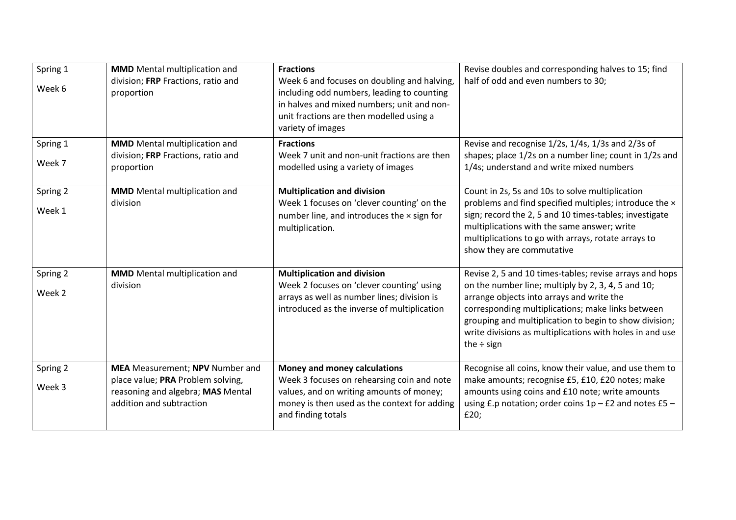| Spring 1<br>Week 6 | **MMD** Mental multiplication and division; **FRP** Fractions, ratio and proportion | **Fractions**<br>Week 6 and focuses on doubling and halving, including odd numbers, leading to counting in halves and mixed numbers; unit and non-unit fractions are then modelled using a variety of images | Revise doubles and corresponding halves to 15; find half of odd and even numbers to 30; |
|---|---|---|---|
| Spring 1<br>Week 7 | **MMD** Mental multiplication and division; **FRP** Fractions, ratio and proportion | **Fractions**<br>Week 7 unit and non-unit fractions are then modelled using a variety of images | Revise and recognise 1/2s, 1/4s, 1/3s and 2/3s of shapes; place 1/2s on a number line; count in 1/2s and 1/4s; understand and write mixed numbers |
| Spring 2<br>Week 1 | **MMD** Mental multiplication and division | **Multiplication and division**<br>Week 1 focuses on 'clever counting' on the number line, and introduces the × sign for multiplication. | Count in 2s, 5s and 10s to solve multiplication problems and find specified multiples; introduce the × sign; record the 2, 5 and 10 times-tables; investigate multiplications with the same answer; write multiplications to go with arrays, rotate arrays to show they are commutative |
| Spring 2<br>Week 2 | **MMD** Mental multiplication and division | **Multiplication and division**<br>Week 2 focuses on 'clever counting' using arrays as well as number lines; division is introduced as the inverse of multiplication | Revise 2, 5 and 10 times-tables; revise arrays and hops on the number line; multiply by 2, 3, 4, 5 and 10; arrange objects into arrays and write the corresponding multiplications; make links between grouping and multiplication to begin to show division; write divisions as multiplications with holes in and use the ÷ sign |
| Spring 2<br>Week 3 | **MEA** Measurement; **NPV** Number and place value; **PRA** Problem solving, reasoning and algebra; **MAS** Mental addition and subtraction | **Money and money calculations**<br>Week 3 focuses on rehearsing coin and note values, and on writing amounts of money; money is then used as the context for adding and finding totals | Recognise all coins, know their value, and use them to make amounts; recognise £5, £10, £20 notes; make amounts using coins and £10 note; write amounts using £.p notation; order coins 1p – £2 and notes £5 – £20; |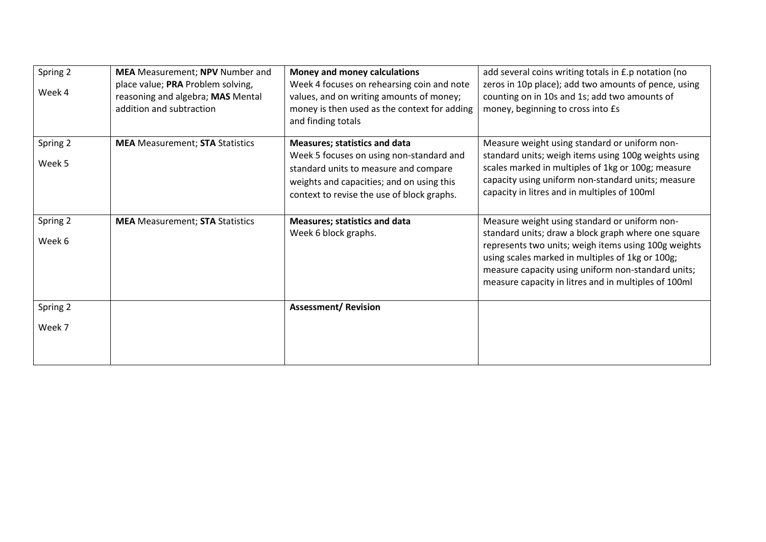| | | | |
|---|---|---|---|
| Spring 2<br>Week 4 | **MEA** Measurement; **NPV** Number and place value; **PRA** Problem solving, reasoning and algebra; **MAS** Mental addition and subtraction | **Money and money calculations**<br>Week 4 focuses on rehearsing coin and note values, and on writing amounts of money; money is then used as the context for adding and finding totals | add several coins writing totals in £.p notation (no zeros in 10p place); add two amounts of pence, using counting on in 10s and 1s; add two amounts of money, beginning to cross into £s |
| Spring 2<br>Week 5 | **MEA** Measurement; **STA** Statistics | **Measures; statistics and data**<br>Week 5 focuses on using non-standard and standard units to measure and compare weights and capacities; and on using this context to revise the use of block graphs. | Measure weight using standard or uniform non-standard units; weigh items using 100g weights using scales marked in multiples of 1kg or 100g; measure capacity using uniform non-standard units; measure capacity in litres and in multiples of 100ml |
| Spring 2<br>Week 6 | **MEA** Measurement; **STA** Statistics | **Measures; statistics and data**<br>Week 6 block graphs. | Measure weight using standard or uniform non-standard units; draw a block graph where one square represents two units; weigh items using 100g weights using scales marked in multiples of 1kg or 100g; measure capacity using uniform non-standard units; measure capacity in litres and in multiples of 100ml |
| Spring 2<br>Week 7 | | **Assessment/ Revision** | |